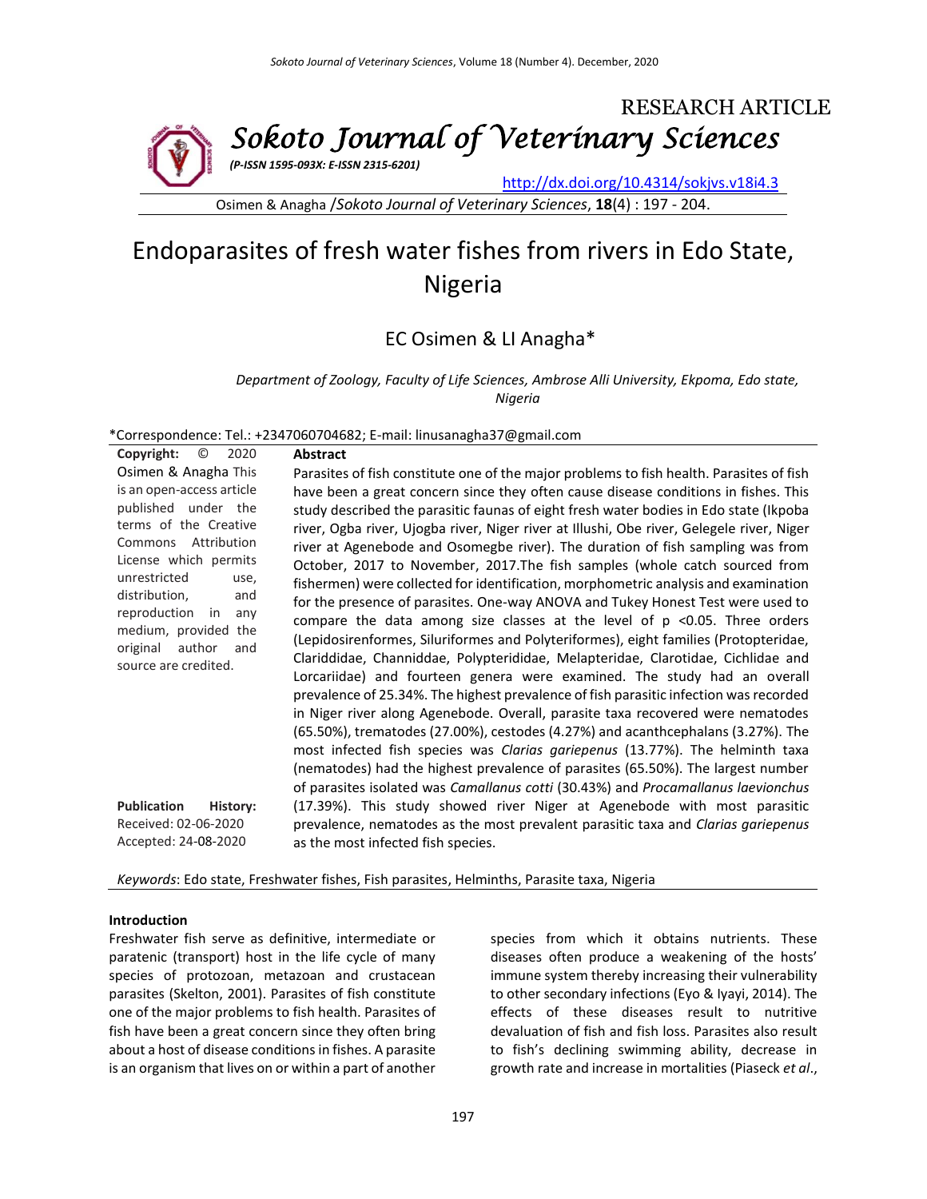RESEARCH ARTICLE

# Sokoto Journal of Veterinary Sciences

*(P-ISSN 1595-093X: E-ISSN 2315-6201)*

http://dx.doi.org/10.4314/sokjvs.v18i4.3

Osimen & Anagha /*Sokoto Journal of Veterinary Sciences*, **18**(4) : 197 - 204.

# Endoparasites of fresh water fishes from rivers in Edo State, Nigeria

## EC Osimen & LI Anagha*

*Department of Zoology, Faculty of Life Sciences, Ambrose Alli University, Ekpoma, Edo state, Nigeria*

*Correspondence: Tel.: +2347060704682; E-mail: linusanagha37@gmail.com

**Copyright:** © 2020 Osimen & Anagha This is an open-access article published under the terms of the Creative Commons Attribution License which permits unrestricted use, distribution, and reproduction in any medium, provided the original author and source are credited.

**Publication History:**
Received: 02-06-2020
Accepted: 24-08-2020

### Abstract

Parasites of fish constitute one of the major problems to fish health. Parasites of fish have been a great concern since they often cause disease conditions in fishes. This study described the parasitic faunas of eight fresh water bodies in Edo state (Ikpoba river, Ogba river, Ujogba river, Niger river at Illushi, Obe river, Gelegele river, Niger river at Agenebode and Osomegbe river). The duration of fish sampling was from October, 2017 to November, 2017.The fish samples (whole catch sourced from fishermen) were collected for identification, morphometric analysis and examination for the presence of parasites. One-way ANOVA and Tukey Honest Test were used to compare the data among size classes at the level of p <0.05. Three orders (Lepidosirenformes, Siluriformes and Polyteriformes), eight families (Protopteridae, Clariddidae, Channiddae, Polypterididae, Melapteridae, Clarotidae, Cichlidae and Lorcariidae) and fourteen genera were examined. The study had an overall prevalence of 25.34%. The highest prevalence of fish parasitic infection was recorded in Niger river along Agenebode. Overall, parasite taxa recovered were nematodes (65.50%), trematodes (27.00%), cestodes (4.27%) and acanthcephalans (3.27%). The most infected fish species was *Clarias gariepenus* (13.77%). The helminth taxa (nematodes) had the highest prevalence of parasites (65.50%). The largest number of parasites isolated was *Camallanus cotti* (30.43%) and *Procamallanus laevionchus* (17.39%). This study showed river Niger at Agenebode with most parasitic prevalence, nematodes as the most prevalent parasitic taxa and *Clarias gariepenus* as the most infected fish species.

*Keywords*: Edo state, Freshwater fishes, Fish parasites, Helminths, Parasite taxa, Nigeria

### Introduction

Freshwater fish serve as definitive, intermediate or paratenic (transport) host in the life cycle of many species of protozoan, metazoan and crustacean parasites (Skelton, 2001). Parasites of fish constitute one of the major problems to fish health. Parasites of fish have been a great concern since they often bring about a host of disease conditions in fishes. A parasite is an organism that lives on or within a part of another species from which it obtains nutrients. These diseases often produce a weakening of the hosts' immune system thereby increasing their vulnerability to other secondary infections (Eyo & Iyayi, 2014). The effects of these diseases result to nutritive devaluation of fish and fish loss. Parasites also result to fish's declining swimming ability, decrease in growth rate and increase in mortalities (Piaseck *et al*.,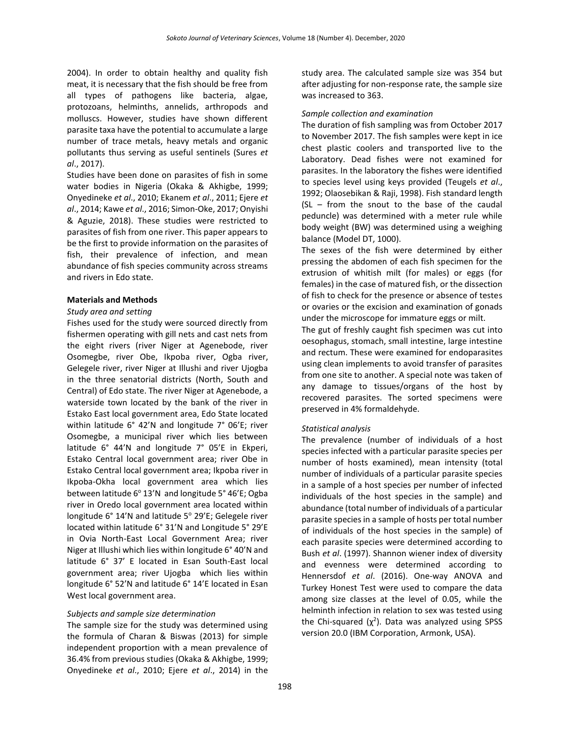2004). In order to obtain healthy and quality fish meat, it is necessary that the fish should be free from all types of pathogens like bacteria, algae, protozoans, helminths, annelids, arthropods and molluscs. However, studies have shown different parasite taxa have the potential to accumulate a large number of trace metals, heavy metals and organic pollutants thus serving as useful sentinels (Sures *et al*., 2017).

Studies have been done on parasites of fish in some water bodies in Nigeria (Okaka & Akhigbe, 1999; Onyedineke *et al*., 2010; Ekanem *et al*., 2011; Ejere *et al*., 2014; Kawe *et al*., 2016; Simon-Oke, 2017; Onyishi & Aguzie, 2018). These studies were restricted to parasites of fish from one river. This paper appears to be the first to provide information on the parasites of fish, their prevalence of infection, and mean abundance of fish species community across streams and rivers in Edo state.

## Materials and Methods

### *Study area and setting*

Fishes used for the study were sourced directly from fishermen operating with gill nets and cast nets from the eight rivers (river Niger at Agenebode, river Osomegbe, river Obe, Ikpoba river, Ogba river, Gelegele river, river Niger at Illushi and river Ujogba in the three senatorial districts (North, South and Central) of Edo state. The river Niger at Agenebode, a waterside town located by the bank of the river in Estako East local government area, Edo State located within latitude 6° 42'N and longitude 7° 06'E; river Osomegbe, a municipal river which lies between latitude 6° 44'N and longitude 7° 05'E in Ekperi, Estako Central local government area; river Obe in Estako Central local government area; Ikpoba river in Ikpoba-Okha local government area which lies between latitude 6° 13'N and longitude 5° 46'E; Ogba river in Oredo local government area located within longitude 6° 14'N and latitude 5° 29'E; Gelegele river located within latitude 6° 31'N and Longitude 5° 29'E in Ovia North-East Local Government Area; river Niger at Illushi which lies within longitude 6° 40'N and latitude 6° 37' E located in Esan South-East local government area; river Ujogba which lies within longitude 6° 52'N and latitude 6° 14'E located in Esan West local government area.

### *Subjects and sample size determination*

The sample size for the study was determined using the formula of Charan & Biswas (2013) for simple independent proportion with a mean prevalence of 36.4% from previous studies (Okaka & Akhigbe, 1999; Onyedineke *et al*., 2010; Ejere *et al*., 2014) in the study area. The calculated sample size was 354 but after adjusting for non-response rate, the sample size was increased to 363.

### *Sample collection and examination*

The duration of fish sampling was from October 2017 to November 2017. The fish samples were kept in ice chest plastic coolers and transported live to the Laboratory. Dead fishes were not examined for parasites. In the laboratory the fishes were identified to species level using keys provided (Teugels *et al*., 1992; Olaosebikan & Raji, 1998). Fish standard length (SL – from the snout to the base of the caudal peduncle) was determined with a meter rule while body weight (BW) was determined using a weighing balance (Model DT, 1000).

The sexes of the fish were determined by either pressing the abdomen of each fish specimen for the extrusion of whitish milt (for males) or eggs (for females) in the case of matured fish, or the dissection of fish to check for the presence or absence of testes or ovaries or the excision and examination of gonads under the microscope for immature eggs or milt.

The gut of freshly caught fish specimen was cut into oesophagus, stomach, small intestine, large intestine and rectum. These were examined for endoparasites using clean implements to avoid transfer of parasites from one site to another. A special note was taken of any damage to tissues/organs of the host by recovered parasites. The sorted specimens were preserved in 4% formaldehyde.

### *Statistical analysis*

The prevalence (number of individuals of a host species infected with a particular parasite species per number of hosts examined), mean intensity (total number of individuals of a particular parasite species in a sample of a host species per number of infected individuals of the host species in the sample) and abundance (total number of individuals of a particular parasite species in a sample of hosts per total number of individuals of the host species in the sample) of each parasite species were determined according to Bush *et al*. (1997). Shannon wiener index of diversity and evenness were determined according to Hennersdof *et al*. (2016). One-way ANOVA and Turkey Honest Test were used to compare the data among size classes at the level of 0.05, while the helminth infection in relation to sex was tested using the Chi-squared ($\chi^2$). Data was analyzed using SPSS version 20.0 (IBM Corporation, Armonk, USA).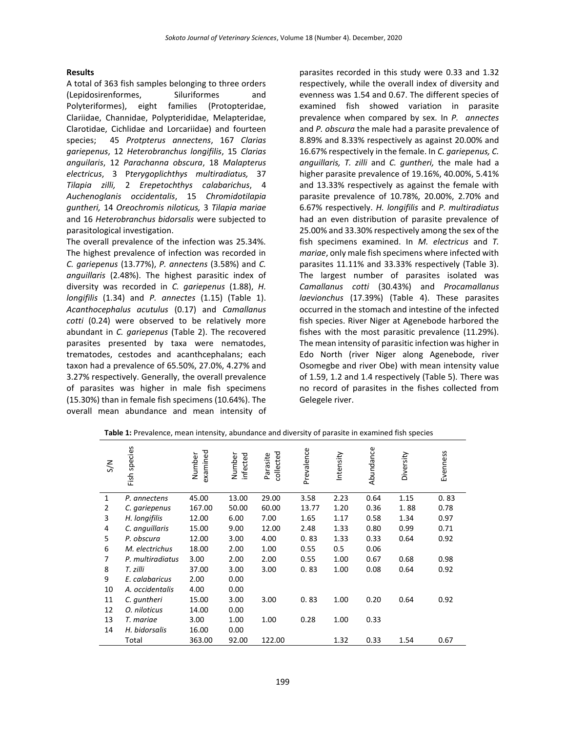**Results**

A total of 363 fish samples belonging to three orders (Lepidosirenformes, Siluriformes and Polyteriformes), eight families (Protopteridae, Clariidae, Channidae, Polypterididae, Melapteridae, Clarotidae, Cichlidae and Lorcariidae) and fourteen species; 45 *Protpterus annectens*, 167 *Clarias gariepenus*, 12 *Heterobranchus longifilis*, 15 *Clarias anguilaris*, 12 *Parachanna obscura*, 18 *Malapterus electricus*, 3 P*terygoplichthys multiradiatus,* 37 *Tilapia zilli,* 2 *Erepetochthys calabarichus*, 4 *Auchenoglanis occidentalis*, 15 *Chromidotilapia guntheri,* 14 *Oreochromis niloticus,* 3 *Tilapia mariae* and 16 *Heterobranchus bidorsalis* were subjected to parasitological investigation.

The overall prevalence of the infection was 25.34%. The highest prevalence of infection was recorded in *C. gariepenus* (13.77%), *P. annectens* (3.58%) and *C. anguillaris* (2.48%). The highest parasitic index of diversity was recorded in *C. gariepenus* (1.88), *H. longifilis* (1.34) and *P. annectes* (1.15) (Table 1). *Acanthocephalus acutulus* (0.17) and *Camallanus cotti* (0.24) were observed to be relatively more abundant in *C. gariepenus* (Table 2). The recovered parasites presented by taxa were nematodes, trematodes, cestodes and acanthcephalans; each taxon had a prevalence of 65.50%, 27.0%, 4.27% and 3.27% respectively. Generally, the overall prevalence of parasites was higher in male fish specimens (15.30%) than in female fish specimens (10.64%). The overall mean abundance and mean intensity of parasites recorded in this study were 0.33 and 1.32 respectively, while the overall index of diversity and evenness was 1.54 and 0.67. The different species of examined fish showed variation in parasite prevalence when compared by sex. In *P. annectes* and *P. obscura* the male had a parasite prevalence of 8.89% and 8.33% respectively as against 20.00% and 16.67% respectively in the female. In *C. gariepenus, C. anguillaris, T. zilli* and *C. guntheri,* the male had a higher parasite prevalence of 19.16%, 40.00%, 5.41% and 13.33% respectively as against the female with parasite prevalence of 10.78%, 20.00%, 2.70% and 6.67% respectively. *H. longifilis* and *P. multiradiatus* had an even distribution of parasite prevalence of 25.00% and 33.30% respectively among the sex of the fish specimens examined. In *M. electricus* and *T. mariae*, only male fish specimens where infected with parasites 11.11% and 33.33% respectively (Table 3). The largest number of parasites isolated was *Camallanus cotti* (30.43%) and *Procamallanus laevionchus* (17.39%) (Table 4). These parasites occurred in the stomach and intestine of the infected fish species. River Niger at Agenebode harbored the fishes with the most parasitic prevalence (11.29%). The mean intensity of parasitic infection was higher in Edo North (river Niger along Agenebode, river Osomegbe and river Obe) with mean intensity value of 1.59, 1.2 and 1.4 respectively (Table 5). There was no record of parasites in the fishes collected from Gelegele river.

**Table 1:** Prevalence, mean intensity, abundance and diversity of parasite in examined fish species

| S/N | Fish species | Number examined | Number infected | Parasite collected | Prevalence | Intensity | Abundance | Diversity | Evenness |
|---|---|---|---|---|---|---|---|---|---|
| 1 | *P. annectens* | 45.00 | 13.00 | 29.00 | 3.58 | 2.23 | 0.64 | 1.15 | 0. 83 |
| 2 | *C. gariepenus* | 167.00 | 50.00 | 60.00 | 13.77 | 1.20 | 0.36 | 1. 88 | 0.78 |
| 3 | *H. longifilis* | 12.00 | 6.00 | 7.00 | 1.65 | 1.17 | 0.58 | 1.34 | 0.97 |
| 4 | *C. anguillaris* | 15.00 | 9.00 | 12.00 | 2.48 | 1.33 | 0.80 | 0.99 | 0.71 |
| 5 | *P. obscura* | 12.00 | 3.00 | 4.00 | 0. 83 | 1.33 | 0.33 | 0.64 | 0.92 |
| 6 | *M. electrichus* | 18.00 | 2.00 | 1.00 | 0.55 | 0.5 | 0.06 | | |
| 7 | *P. multiradiatus* | 3.00 | 2.00 | 2.00 | 0.55 | 1.00 | 0.67 | 0.68 | 0.98 |
| 8 | *T. zilli* | 37.00 | 3.00 | 3.00 | 0. 83 | 1.00 | 0.08 | 0.64 | 0.92 |
| 9 | *E. calabaricus* | 2.00 | 0.00 | | | | | | |
| 10 | *A. occidentalis* | 4.00 | 0.00 | | | | | | |
| 11 | *C. guntheri* | 15.00 | 3.00 | 3.00 | 0. 83 | 1.00 | 0.20 | 0.64 | 0.92 |
| 12 | *O. niloticus* | 14.00 | 0.00 | | | | | | |
| 13 | *T. mariae* | 3.00 | 1.00 | 1.00 | 0.28 | 1.00 | 0.33 | | |
| 14 | *H. bidorsalis* | 16.00 | 0.00 | | | | | | |
| | Total | 363.00 | 92.00 | 122.00 | | 1.32 | 0.33 | 1.54 | 0.67 |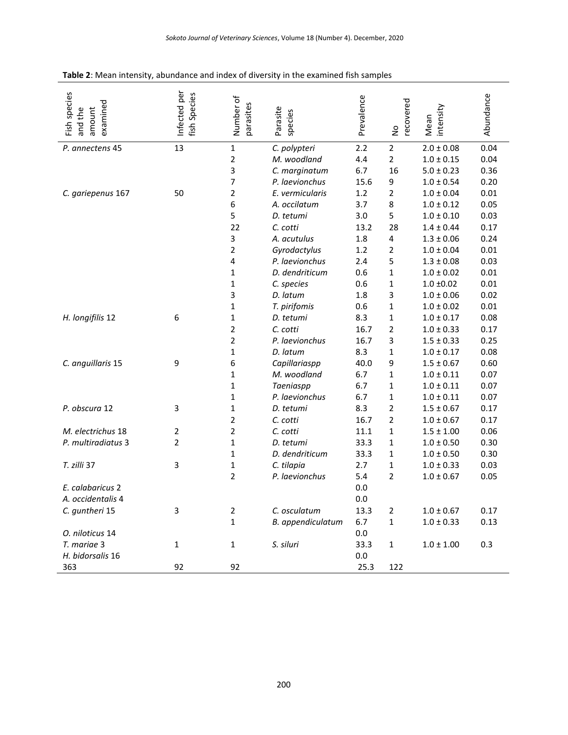**Table 2**: Mean intensity, abundance and index of diversity in the examined fish samples

| Fish species and the amount examined | Infected per fish Species | Number of parasites | Parasite species | Prevalence | No recovered | Mean intensity | Abundance |
|---|---|---|---|---|---|---|---|
| *P. annectens* 45 | 13 | 1 | *C. polypteri* | 2.2 | 2 | 2.0 ± 0.08 | 0.04 |
| | | 2 | *M. woodland* | 4.4 | 2 | 1.0 ± 0.15 | 0.04 |
| | | 3 | *C. marginatum* | 6.7 | 16 | 5.0 ± 0.23 | 0.36 |
| | | 7 | *P. laevionchus* | 15.6 | 9 | 1.0 ± 0.54 | 0.20 |
| *C. gariepenus* 167 | 50 | 2 | *E. vermicularis* | 1.2 | 2 | 1.0 ± 0.04 | 0.01 |
| | | 6 | *A. occilatum* | 3.7 | 8 | 1.0 ± 0.12 | 0.05 |
| | | 5 | *D. tetumi* | 3.0 | 5 | 1.0 ± 0.10 | 0.03 |
| | | 22 | *C. cotti* | 13.2 | 28 | 1.4 ± 0.44 | 0.17 |
| | | 3 | *A. acutulus* | 1.8 | 4 | 1.3 ± 0.06 | 0.24 |
| | | 2 | *Gyrodactylus* | 1.2 | 2 | 1.0 ± 0.04 | 0.01 |
| | | 4 | *P. laevionchus* | 2.4 | 5 | 1.3 ± 0.08 | 0.03 |
| | | 1 | *D. dendriticum* | 0.6 | 1 | 1.0 ± 0.02 | 0.01 |
| | | 1 | *C. species* | 0.6 | 1 | 1.0 ±0.02 | 0.01 |
| | | 3 | *D. latum* | 1.8 | 3 | 1.0 ± 0.06 | 0.02 |
| | | 1 | *T. pirifomis* | 0.6 | 1 | 1.0 ± 0.02 | 0.01 |
| *H. longifilis* 12 | 6 | 1 | *D. tetumi* | 8.3 | 1 | 1.0 ± 0.17 | 0.08 |
| | | 2 | *C. cotti* | 16.7 | 2 | 1.0 ± 0.33 | 0.17 |
| | | 2 | *P. laevionchus* | 16.7 | 3 | 1.5 ± 0.33 | 0.25 |
| | | 1 | *D. latum* | 8.3 | 1 | 1.0 ± 0.17 | 0.08 |
| *C. anguillaris* 15 | 9 | 6 | *Capillariaspp* | 40.0 | 9 | 1.5 ± 0.67 | 0.60 |
| | | 1 | *M. woodland* | 6.7 | 1 | 1.0 ± 0.11 | 0.07 |
| | | 1 | *Taeniaspp* | 6.7 | 1 | 1.0 ± 0.11 | 0.07 |
| | | 1 | *P. laevionchus* | 6.7 | 1 | 1.0 ± 0.11 | 0.07 |
| *P. obscura* 12 | 3 | 1 | *D. tetumi* | 8.3 | 2 | 1.5 ± 0.67 | 0.17 |
| | | 2 | *C. cotti* | 16.7 | 2 | 1.0 ± 0.67 | 0.17 |
| *M. electrichus* 18 | 2 | 2 | *C. cotti* | 11.1 | 1 | 1.5 ± 1.00 | 0.06 |
| *P. multiradiatus* 3 | 2 | 1 | *D. tetumi* | 33.3 | 1 | 1.0 ± 0.50 | 0.30 |
| | | 1 | *D. dendriticum* | 33.3 | 1 | 1.0 ± 0.50 | 0.30 |
| *T. zilli* 37 | 3 | 1 | *C. tilapia* | 2.7 | 1 | 1.0 ± 0.33 | 0.03 |
| | | 2 | *P. laevionchus* | 5.4 | 2 | 1.0 ± 0.67 | 0.05 |
| *E. calabaricus* 2 | | | | 0.0 | | | |
| *A. occidentalis* 4 | | | | 0.0 | | | |
| *C. guntheri* 15 | 3 | 2 | *C. osculatum* | 13.3 | 2 | 1.0 ± 0.67 | 0.17 |
| | | 1 | *B. appendiculatum* | 6.7 | 1 | 1.0 ± 0.33 | 0.13 |
| *O. niloticus* 14 | | | | 0.0 | | | |
| *T. mariae* 3 | 1 | 1 | *S. siluri* | 33.3 | 1 | 1.0 ± 1.00 | 0.3 |
| *H. bidorsalis* 16 | | | | 0.0 | | | |
| 363 | 92 | 92 | | 25.3 | 122 | | |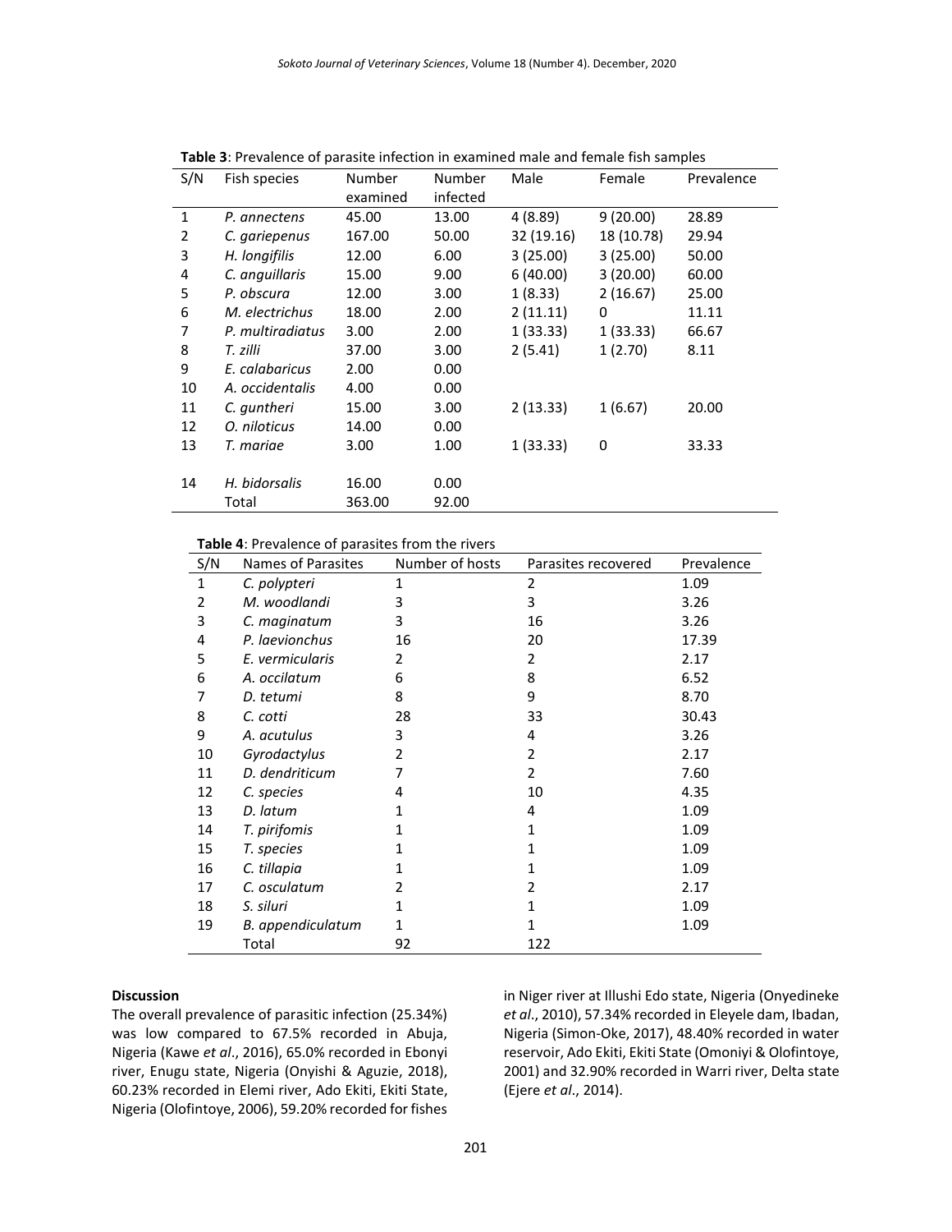**Table 3**: Prevalence of parasite infection in examined male and female fish samples

| S/N | Fish species | Number examined | Number infected | Male | Female | Prevalence |
|---|---|---|---|---|---|---|
| 1 | *P. annectens* | 45.00 | 13.00 | 4 (8.89) | 9 (20.00) | 28.89 |
| 2 | *C. gariepenus* | 167.00 | 50.00 | 32 (19.16) | 18 (10.78) | 29.94 |
| 3 | *H. longifilis* | 12.00 | 6.00 | 3 (25.00) | 3 (25.00) | 50.00 |
| 4 | *C. anguillaris* | 15.00 | 9.00 | 6 (40.00) | 3 (20.00) | 60.00 |
| 5 | *P. obscura* | 12.00 | 3.00 | 1 (8.33) | 2 (16.67) | 25.00 |
| 6 | *M. electrichus* | 18.00 | 2.00 | 2 (11.11) | 0 | 11.11 |
| 7 | *P. multiradiatus* | 3.00 | 2.00 | 1 (33.33) | 1 (33.33) | 66.67 |
| 8 | *T. zilli* | 37.00 | 3.00 | 2 (5.41) | 1 (2.70) | 8.11 |
| 9 | *E. calabaricus* | 2.00 | 0.00 | | | |
| 10 | *A. occidentalis* | 4.00 | 0.00 | | | |
| 11 | *C. guntheri* | 15.00 | 3.00 | 2 (13.33) | 1 (6.67) | 20.00 |
| 12 | *O. niloticus* | 14.00 | 0.00 | | | |
| 13 | *T. mariae* | 3.00 | 1.00 | 1 (33.33) | 0 | 33.33 |
| 14 | *H. bidorsalis* | 16.00 | 0.00 | | | |
| | Total | 363.00 | 92.00 | | | |

**Table 4**: Prevalence of parasites from the rivers

| S/N | Names of Parasites | Number of hosts | Parasites recovered | Prevalence |
|---|---|---|---|---|
| 1 | *C. polypteri* | 1 | 2 | 1.09 |
| 2 | *M. woodlandi* | 3 | 3 | 3.26 |
| 3 | *C. maginatum* | 3 | 16 | 3.26 |
| 4 | *P. laevionchus* | 16 | 20 | 17.39 |
| 5 | *E. vermicularis* | 2 | 2 | 2.17 |
| 6 | *A. occilatum* | 6 | 8 | 6.52 |
| 7 | *D. tetumi* | 8 | 9 | 8.70 |
| 8 | *C. cotti* | 28 | 33 | 30.43 |
| 9 | *A. acutulus* | 3 | 4 | 3.26 |
| 10 | *Gyrodactylus* | 2 | 2 | 2.17 |
| 11 | *D. dendriticum* | 7 | 2 | 7.60 |
| 12 | *C. species* | 4 | 10 | 4.35 |
| 13 | *D. latum* | 1 | 4 | 1.09 |
| 14 | *T. pirifomis* | 1 | 1 | 1.09 |
| 15 | *T. species* | 1 | 1 | 1.09 |
| 16 | *C. tillapia* | 1 | 1 | 1.09 |
| 17 | *C. osculatum* | 2 | 2 | 2.17 |
| 18 | *S. siluri* | 1 | 1 | 1.09 |
| 19 | *B. appendiculatum* | 1 | 1 | 1.09 |
| | Total | 92 | 122 | |

**Discussion**

The overall prevalence of parasitic infection (25.34%) was low compared to 67.5% recorded in Abuja, Nigeria (Kawe *et al*., 2016), 65.0% recorded in Ebonyi river, Enugu state, Nigeria (Onyishi & Aguzie, 2018), 60.23% recorded in Elemi river, Ado Ekiti, Ekiti State, Nigeria (Olofintoye, 2006), 59.20% recorded for fishes in Niger river at Illushi Edo state, Nigeria (Onyedineke *et al*., 2010), 57.34% recorded in Eleyele dam, Ibadan, Nigeria (Simon-Oke, 2017), 48.40% recorded in water reservoir, Ado Ekiti, Ekiti State (Omoniyi & Olofintoye, 2001) and 32.90% recorded in Warri river, Delta state (Ejere *et al*., 2014).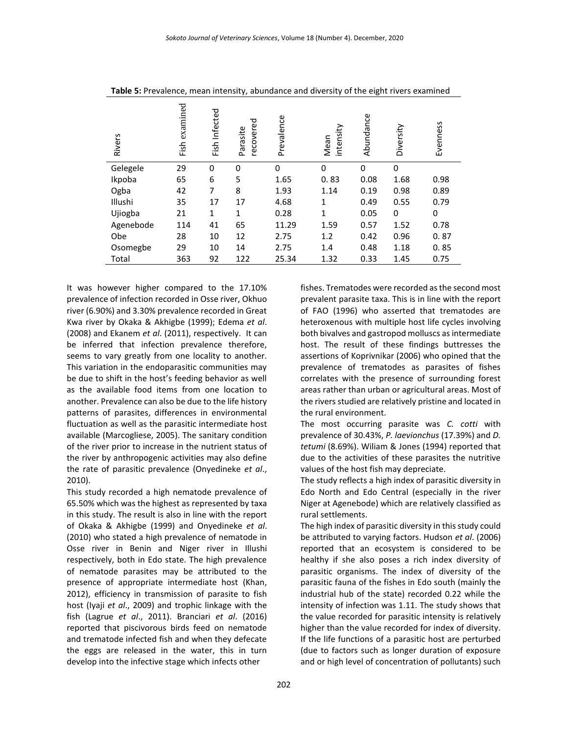**Table 5:** Prevalence, mean intensity, abundance and diversity of the eight rivers examined

| Rivers | Fish examined | Fish Infected | Parasite recovered | Prevalence | Mean intensity | Abundance | Diversity | Evenness |
|---|---|---|---|---|---|---|---|---|
| Gelegele | 29 | 0 | 0 | 0 | 0 | 0 | 0 | |
| Ikpoba | 65 | 6 | 5 | 1.65 | 0. 83 | 0.08 | 1.68 | 0.98 |
| Ogba | 42 | 7 | 8 | 1.93 | 1.14 | 0.19 | 0.98 | 0.89 |
| Illushi | 35 | 17 | 17 | 4.68 | 1 | 0.49 | 0.55 | 0.79 |
| Ujiogba | 21 | 1 | 1 | 0.28 | 1 | 0.05 | 0 | 0 |
| Agenebode | 114 | 41 | 65 | 11.29 | 1.59 | 0.57 | 1.52 | 0.78 |
| Obe | 28 | 10 | 12 | 2.75 | 1.2 | 0.42 | 0.96 | 0. 87 |
| Osomegbe | 29 | 10 | 14 | 2.75 | 1.4 | 0.48 | 1.18 | 0. 85 |
| Total | 363 | 92 | 122 | 25.34 | 1.32 | 0.33 | 1.45 | 0.75 |

It was however higher compared to the 17.10% prevalence of infection recorded in Osse river, Okhuo river (6.90%) and 3.30% prevalence recorded in Great Kwa river by Okaka & Akhigbe (1999); Edema *et al*. (2008) and Ekanem *et al*. (2011), respectively. It can be inferred that infection prevalence therefore, seems to vary greatly from one locality to another. This variation in the endoparasitic communities may be due to shift in the host's feeding behavior as well as the available food items from one location to another. Prevalence can also be due to the life history patterns of parasites, differences in environmental fluctuation as well as the parasitic intermediate host available (Marcogliese, 2005). The sanitary condition of the river prior to increase in the nutrient status of the river by anthropogenic activities may also define the rate of parasitic prevalence (Onyedineke *et al*., 2010).

This study recorded a high nematode prevalence of 65.50% which was the highest as represented by taxa in this study. The result is also in line with the report of Okaka & Akhigbe (1999) and Onyedineke *et al*. (2010) who stated a high prevalence of nematode in Osse river in Benin and Niger river in Illushi respectively, both in Edo state. The high prevalence of nematode parasites may be attributed to the presence of appropriate intermediate host (Khan, 2012), efficiency in transmission of parasite to fish host (Iyaji *et al*., 2009) and trophic linkage with the fish (Lagrue *et al*., 2011). Branciari *et al*. (2016) reported that piscivorous birds feed on nematode and trematode infected fish and when they defecate the eggs are released in the water, this in turn develop into the infective stage which infects other fishes. Trematodes were recorded as the second most prevalent parasite taxa. This is in line with the report of FAO (1996) who asserted that trematodes are heteroxenous with multiple host life cycles involving both bivalves and gastropod molluscs as intermediate host. The result of these findings buttresses the assertions of Koprivnikar (2006) who opined that the prevalence of trematodes as parasites of fishes correlates with the presence of surrounding forest areas rather than urban or agricultural areas. Most of the rivers studied are relatively pristine and located in the rural environment.

The most occurring parasite was *C. cotti* with prevalence of 30.43%, *P. laevionchus* (17.39%) and *D. tetumi* (8.69%). Wiliam & Jones (1994) reported that due to the activities of these parasites the nutritive values of the host fish may depreciate.

The study reflects a high index of parasitic diversity in Edo North and Edo Central (especially in the river Niger at Agenebode) which are relatively classified as rural settlements.

The high index of parasitic diversity in this study could be attributed to varying factors. Hudson *et al*. (2006) reported that an ecosystem is considered to be healthy if she also poses a rich index diversity of parasitic organisms. The index of diversity of the parasitic fauna of the fishes in Edo south (mainly the industrial hub of the state) recorded 0.22 while the intensity of infection was 1.11. The study shows that the value recorded for parasitic intensity is relatively higher than the value recorded for index of diversity. If the life functions of a parasitic host are perturbed (due to factors such as longer duration of exposure and or high level of concentration of pollutants) such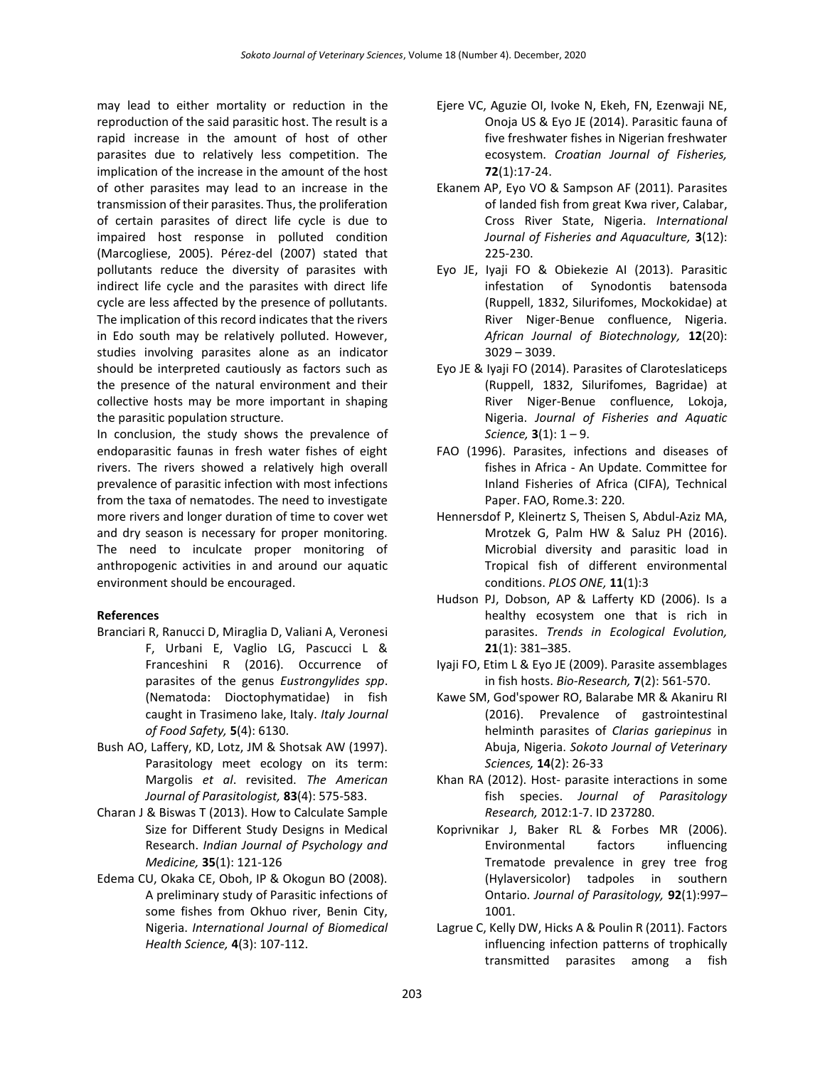may lead to either mortality or reduction in the reproduction of the said parasitic host. The result is a rapid increase in the amount of host of other parasites due to relatively less competition. The implication of the increase in the amount of the host of other parasites may lead to an increase in the transmission of their parasites. Thus, the proliferation of certain parasites of direct life cycle is due to impaired host response in polluted condition (Marcogliese, 2005). Pérez-del (2007) stated that pollutants reduce the diversity of parasites with indirect life cycle and the parasites with direct life cycle are less affected by the presence of pollutants. The implication of this record indicates that the rivers in Edo south may be relatively polluted. However, studies involving parasites alone as an indicator should be interpreted cautiously as factors such as the presence of the natural environment and their collective hosts may be more important in shaping the parasitic population structure.

In conclusion, the study shows the prevalence of endoparasitic faunas in fresh water fishes of eight rivers. The rivers showed a relatively high overall prevalence of parasitic infection with most infections from the taxa of nematodes. The need to investigate more rivers and longer duration of time to cover wet and dry season is necessary for proper monitoring. The need to inculcate proper monitoring of anthropogenic activities in and around our aquatic environment should be encouraged.

**References**

Branciari R, Ranucci D, Miraglia D, Valiani A, Veronesi F, Urbani E, Vaglio LG, Pascucci L & Franceshini R (2016). Occurrence of parasites of the genus *Eustrongylides spp*. (Nematoda: Dioctophymatidae) in fish caught in Trasimeno lake, Italy. *Italy Journal of Food Safety,* **5**(4): 6130.

Bush AO, Laffery, KD, Lotz, JM & Shotsak AW (1997). Parasitology meet ecology on its term: Margolis *et al*. revisited. *The American Journal of Parasitologist,* **83**(4): 575-583.

Charan J & Biswas T (2013). How to Calculate Sample Size for Different Study Designs in Medical Research. *Indian Journal of Psychology and Medicine,* **35**(1): 121-126

Edema CU, Okaka CE, Oboh, IP & Okogun BO (2008). A preliminary study of Parasitic infections of some fishes from Okhuo river, Benin City, Nigeria. *International Journal of Biomedical Health Science,* **4**(3): 107-112.

Ejere VC, Aguzie OI, Ivoke N, Ekeh, FN, Ezenwaji NE, Onoja US & Eyo JE (2014). Parasitic fauna of five freshwater fishes in Nigerian freshwater ecosystem. *Croatian Journal of Fisheries,* **72**(1):17-24.

Ekanem AP, Eyo VO & Sampson AF (2011). Parasites of landed fish from great Kwa river, Calabar, Cross River State, Nigeria. *International Journal of Fisheries and Aquaculture,* **3**(12): 225-230.

Eyo JE, Iyaji FO & Obiekezie AI (2013). Parasitic infestation of Synodontis batensoda (Ruppell, 1832, Silurifomes, Mockokidae) at River Niger-Benue confluence, Nigeria. *African Journal of Biotechnology,* **12**(20): 3029 – 3039.

Eyo JE & Iyaji FO (2014). Parasites of Claroteslaticeps (Ruppell, 1832, Silurifomes, Bagridae) at River Niger-Benue confluence, Lokoja, Nigeria. *Journal of Fisheries and Aquatic Science,* **3**(1): 1 – 9.

FAO (1996). Parasites, infections and diseases of fishes in Africa - An Update. Committee for Inland Fisheries of Africa (CIFA), Technical Paper. FAO, Rome.3: 220.

Hennersdof P, Kleinertz S, Theisen S, Abdul-Aziz MA, Mrotzek G, Palm HW & Saluz PH (2016). Microbial diversity and parasitic load in Tropical fish of different environmental conditions. *PLOS ONE,* **11**(1):3

Hudson PJ, Dobson, AP & Lafferty KD (2006). Is a healthy ecosystem one that is rich in parasites. *Trends in Ecological Evolution,* **21**(1): 381–385.

Iyaji FO, Etim L & Eyo JE (2009). Parasite assemblages in fish hosts. *Bio-Research,* **7**(2): 561-570.

Kawe SM, God'spower RO, Balarabe MR & Akaniru RI (2016). Prevalence of gastrointestinal helminth parasites of *Clarias gariepinus* in Abuja, Nigeria. *Sokoto Journal of Veterinary Sciences,* **14**(2): 26-33

Khan RA (2012). Host- parasite interactions in some fish species. *Journal of Parasitology Research,* 2012:1-7. ID 237280.

Koprivnikar J, Baker RL & Forbes MR (2006). Environmental factors influencing Trematode prevalence in grey tree frog (Hylaversicolor) tadpoles in southern Ontario. *Journal of Parasitology,* **92**(1):997–1001.

Lagrue C, Kelly DW, Hicks A & Poulin R (2011). Factors influencing infection patterns of trophically transmitted parasites among a fish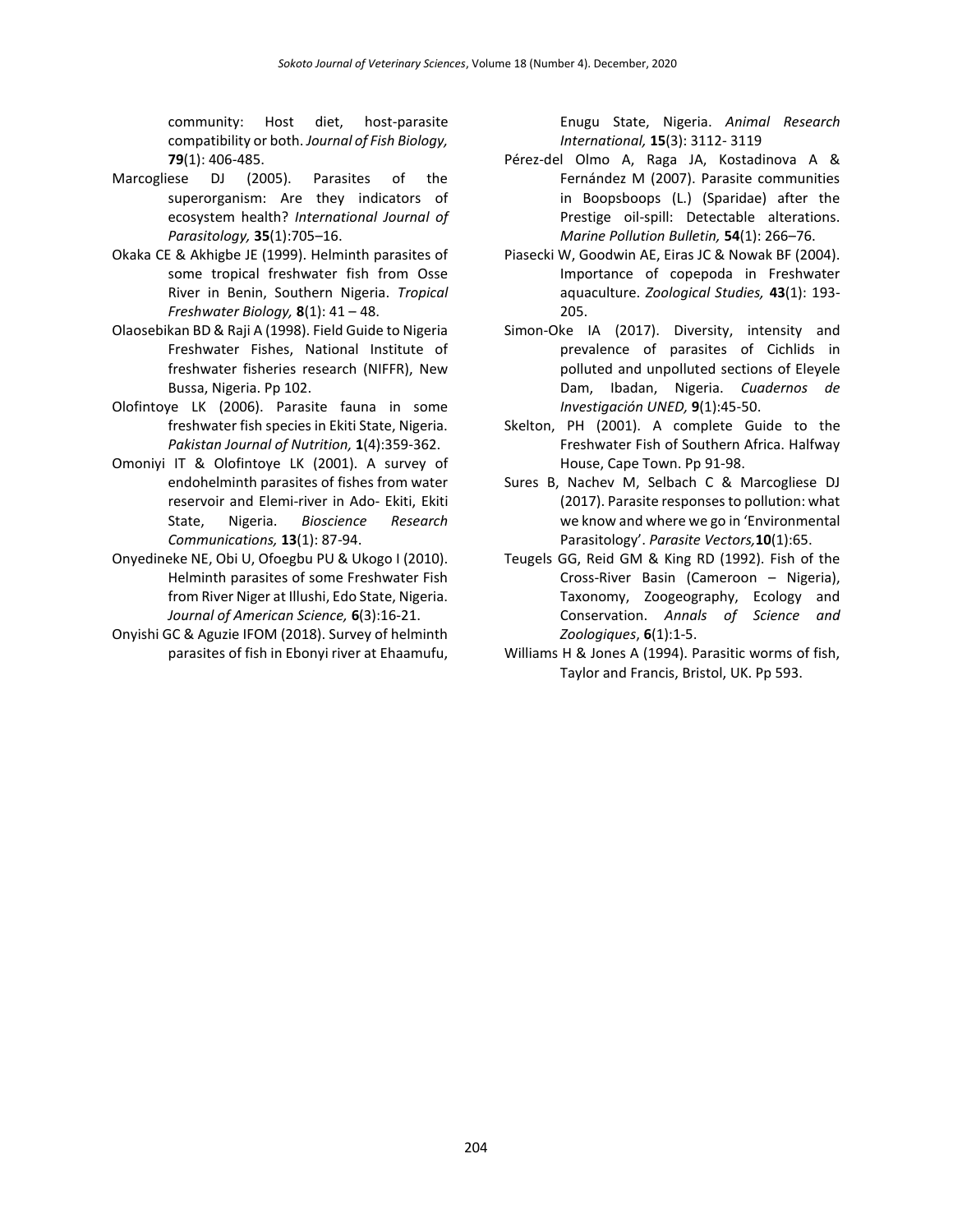community: Host diet, host-parasite compatibility or both. *Journal of Fish Biology,* **79**(1): 406-485.

Marcogliese DJ (2005). Parasites of the superorganism: Are they indicators of ecosystem health? *International Journal of Parasitology,* **35**(1):705–16.

Okaka CE & Akhigbe JE (1999). Helminth parasites of some tropical freshwater fish from Osse River in Benin, Southern Nigeria. *Tropical Freshwater Biology,* **8**(1): 41 – 48.

Olaosebikan BD & Raji A (1998). Field Guide to Nigeria Freshwater Fishes, National Institute of freshwater fisheries research (NIFFR), New Bussa, Nigeria. Pp 102.

Olofintoye LK (2006). Parasite fauna in some freshwater fish species in Ekiti State, Nigeria. *Pakistan Journal of Nutrition,* **1**(4):359-362.

Omoniyi IT & Olofintoye LK (2001). A survey of endohelminth parasites of fishes from water reservoir and Elemi-river in Ado- Ekiti, Ekiti State, Nigeria. *Bioscience Research Communications,* **13**(1): 87-94.

Onyedineke NE, Obi U, Ofoegbu PU & Ukogo I (2010). Helminth parasites of some Freshwater Fish from River Niger at Illushi, Edo State, Nigeria. *Journal of American Science,* **6**(3):16-21.

Onyishi GC & Aguzie IFOM (2018). Survey of helminth parasites of fish in Ebonyi river at Ehaamufu, Enugu State, Nigeria. *Animal Research International,* **15**(3): 3112- 3119

Pérez-del Olmo A, Raga JA, Kostadinova A & Fernández M (2007). Parasite communities in Boopsboops (L.) (Sparidae) after the Prestige oil-spill: Detectable alterations. *Marine Pollution Bulletin,* **54**(1): 266–76.

Piasecki W, Goodwin AE, Eiras JC & Nowak BF (2004). Importance of copepoda in Freshwater aquaculture. *Zoological Studies,* **43**(1): 193-205.

Simon-Oke IA (2017). Diversity, intensity and prevalence of parasites of Cichlids in polluted and unpolluted sections of Eleyele Dam, Ibadan, Nigeria. *Cuadernos de Investigación UNED,* **9**(1):45-50.

Skelton, PH (2001). A complete Guide to the Freshwater Fish of Southern Africa. Halfway House, Cape Town. Pp 91-98.

Sures B, Nachev M, Selbach C & Marcogliese DJ (2017). Parasite responses to pollution: what we know and where we go in 'Environmental Parasitology'. *Parasite Vectors,***10**(1):65.

Teugels GG, Reid GM & King RD (1992). Fish of the Cross-River Basin (Cameroon – Nigeria), Taxonomy, Zoogeography, Ecology and Conservation. *Annals of Science and Zoologiques*, **6**(1):1-5.

Williams H & Jones A (1994). Parasitic worms of fish, Taylor and Francis, Bristol, UK. Pp 593.